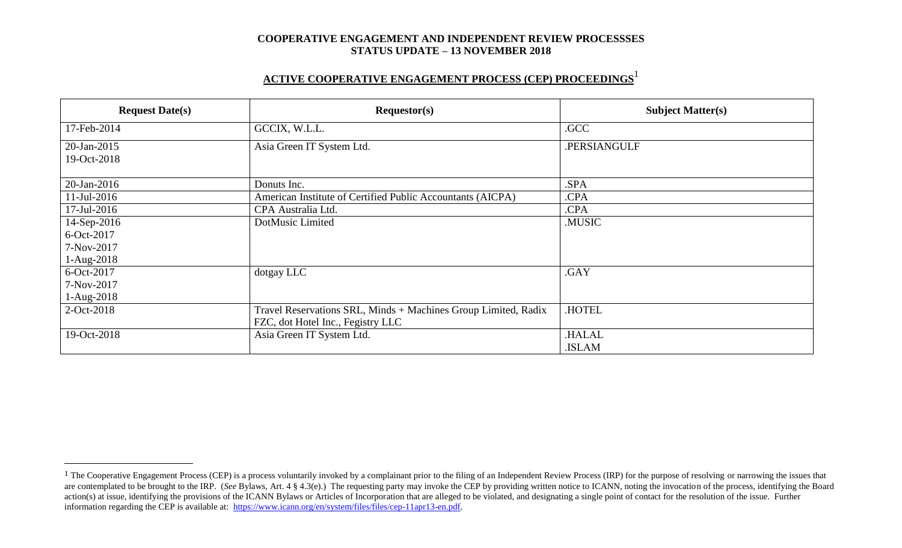**COOPERATIVE ENGAGEMENT AND INDEPENDENT REVIEW PROCESSSES**
**STATUS UPDATE – 13 NOVEMBER 2018**

## ACTIVE COOPERATIVE ENGAGEMENT PROCESS (CEP) PROCEEDINGS[1]

| Request Date(s) | Requestor(s) | Subject Matter(s) |
|---|---|---|
| 17-Feb-2014 | GCCIX, W.L.L. | .GCC |
| 20-Jan-2015<br>19-Oct-2018 | Asia Green IT System Ltd. | .PERSIANGULF |
| 20-Jan-2016 | Donuts Inc. | .SPA |
| 11-Jul-2016 | American Institute of Certified Public Accountants (AICPA) | .CPA |
| 17-Jul-2016 | CPA Australia Ltd. | .CPA |
| 14-Sep-2016<br>6-Oct-2017<br>7-Nov-2017<br>1-Aug-2018 | DotMusic Limited | .MUSIC |
| 6-Oct-2017<br>7-Nov-2017<br>1-Aug-2018 | dotgay LLC | .GAY |
| 2-Oct-2018 | Travel Reservations SRL, Minds + Machines Group Limited, Radix FZC, dot Hotel Inc., Fegistry LLC | .HOTEL |
| 19-Oct-2018 | Asia Green IT System Ltd. | .HALAL<br>.ISLAM |

[1] The Cooperative Engagement Process (CEP) is a process voluntarily invoked by a complainant prior to the filing of an Independent Review Process (IRP) for the purpose of resolving or narrowing the issues that are contemplated to be brought to the IRP. (*See* Bylaws, Art. 4 § 4.3(e).) The requesting party may invoke the CEP by providing written notice to ICANN, noting the invocation of the process, identifying the Board action(s) at issue, identifying the provisions of the ICANN Bylaws or Articles of Incorporation that are alleged to be violated, and designating a single point of contact for the resolution of the issue. Further information regarding the CEP is available at: https://www.icann.org/en/system/files/files/cep-11apr13-en.pdf.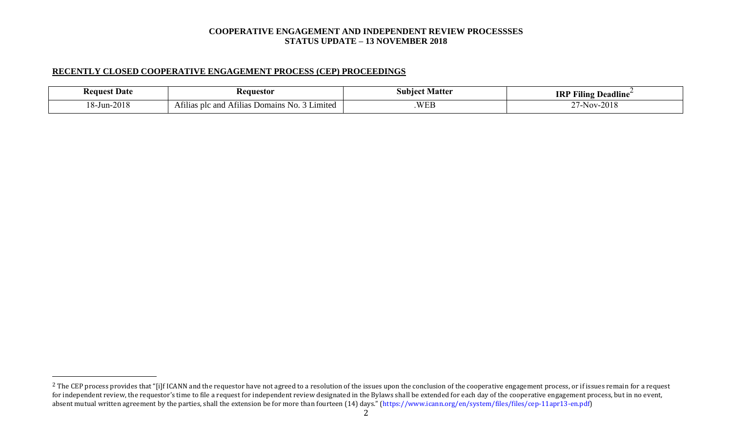**COOPERATIVE ENGAGEMENT AND INDEPENDENT REVIEW PROCESSSES**
**STATUS UPDATE – 13 NOVEMBER 2018**

## RECENTLY CLOSED COOPERATIVE ENGAGEMENT PROCESS (CEP) PROCEEDINGS

| Request Date | Requestor | Subject Matter | IRP Filing Deadline[2] |
|---|---|---|---|
| 18-Jun-2018 | Afilias plc and Afilias Domains No. 3 Limited | .WEB | 27-Nov-2018 |

[2] The CEP process provides that "[i]f ICANN and the requestor have not agreed to a resolution of the issues upon the conclusion of the cooperative engagement process, or if issues remain for a request for independent review, the requestor's time to file a request for independent review designated in the Bylaws shall be extended for each day of the cooperative engagement process, but in no event, absent mutual written agreement by the parties, shall the extension be for more than fourteen (14) days." (https://www.icann.org/en/system/files/files/cep-11apr13-en.pdf)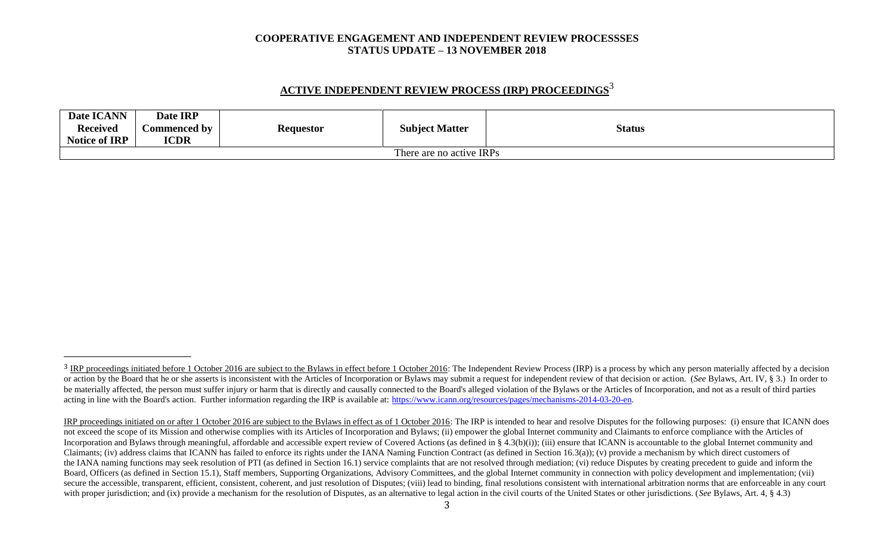**COOPERATIVE ENGAGEMENT AND INDEPENDENT REVIEW PROCESSSES**
**STATUS UPDATE – 13 NOVEMBER 2018**

## ACTIVE INDEPENDENT REVIEW PROCESS (IRP) PROCEEDINGS[3]

| Date ICANN Received Notice of IRP | Date IRP Commenced by ICDR | Requestor | Subject Matter | Status |
|---|---|---|---|---|
| There are no active IRPs | | | | |

[3] IRP proceedings initiated before 1 October 2016 are subject to the Bylaws in effect before 1 October 2016: The Independent Review Process (IRP) is a process by which any person materially affected by a decision or action by the Board that he or she asserts is inconsistent with the Articles of Incorporation or Bylaws may submit a request for independent review of that decision or action. (*See* Bylaws, Art. IV, § 3.) In order to be materially affected, the person must suffer injury or harm that is directly and causally connected to the Board's alleged violation of the Bylaws or the Articles of Incorporation, and not as a result of third parties acting in line with the Board's action. Further information regarding the IRP is available at: https://www.icann.org/resources/pages/mechanisms-2014-03-20-en.

IRP proceedings initiated on or after 1 October 2016 are subject to the Bylaws in effect as of 1 October 2016: The IRP is intended to hear and resolve Disputes for the following purposes: (i) ensure that ICANN does not exceed the scope of its Mission and otherwise complies with its Articles of Incorporation and Bylaws; (ii) empower the global Internet community and Claimants to enforce compliance with the Articles of Incorporation and Bylaws through meaningful, affordable and accessible expert review of Covered Actions (as defined in § 4.3(b)(i)); (iii) ensure that ICANN is accountable to the global Internet community and Claimants; (iv) address claims that ICANN has failed to enforce its rights under the IANA Naming Function Contract (as defined in Section 16.3(a)); (v) provide a mechanism by which direct customers of the IANA naming functions may seek resolution of PTI (as defined in Section 16.1) service complaints that are not resolved through mediation; (vi) reduce Disputes by creating precedent to guide and inform the Board, Officers (as defined in Section 15.1), Staff members, Supporting Organizations, Advisory Committees, and the global Internet community in connection with policy development and implementation; (vii) secure the accessible, transparent, efficient, consistent, coherent, and just resolution of Disputes; (viii) lead to binding, final resolutions consistent with international arbitration norms that are enforceable in any court with proper jurisdiction; and (ix) provide a mechanism for the resolution of Disputes, as an alternative to legal action in the civil courts of the United States or other jurisdictions. (*See* Bylaws, Art. 4, § 4.3)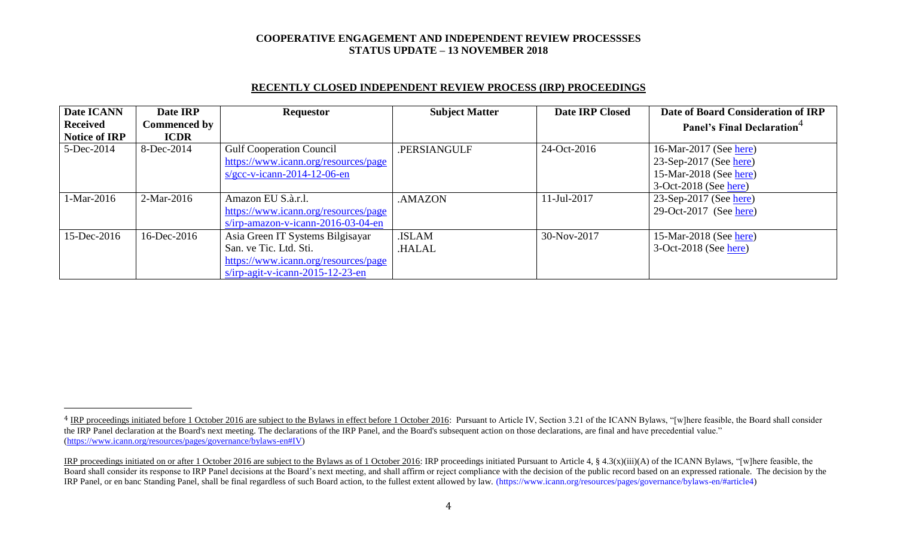**COOPERATIVE ENGAGEMENT AND INDEPENDENT REVIEW PROCESSSES**
**STATUS UPDATE – 13 NOVEMBER 2018**

## RECENTLY CLOSED INDEPENDENT REVIEW PROCESS (IRP) PROCEEDINGS

| Date ICANN Received Notice of IRP | Date IRP Commenced by ICDR | Requestor | Subject Matter | Date IRP Closed | Date of Board Consideration of IRP Panel's Final Declaration[4] |
|---|---|---|---|---|---|
| 5-Dec-2014 | 8-Dec-2014 | Gulf Cooperation Council https://www.icann.org/resources/pages/gcc-v-icann-2014-12-06-en | .PERSIANGULF | 24-Oct-2016 | 16-Mar-2017 (See here)<br>23-Sep-2017 (See here)<br>15-Mar-2018 (See here)<br>3-Oct-2018 (See here) |
| 1-Mar-2016 | 2-Mar-2016 | Amazon EU S.à.r.l. https://www.icann.org/resources/pages/irp-amazon-v-icann-2016-03-04-en | .AMAZON | 11-Jul-2017 | 23-Sep-2017 (See here)<br>29-Oct-2017 (See here) |
| 15-Dec-2016 | 16-Dec-2016 | Asia Green IT Systems Bilgisayar San. ve Tic. Ltd. Sti. https://www.icann.org/resources/pages/irp-agit-v-icann-2015-12-23-en | .ISLAM<br>.HALAL | 30-Nov-2017 | 15-Mar-2018 (See here)<br>3-Oct-2018 (See here) |

---

[4] IRP proceedings initiated before 1 October 2016 are subject to the Bylaws in effect before 1 October 2016: Pursuant to Article IV, Section 3.21 of the ICANN Bylaws, "[w]here feasible, the Board shall consider the IRP Panel declaration at the Board's next meeting. The declarations of the IRP Panel, and the Board's subsequent action on those declarations, are final and have precedential value." (https://www.icann.org/resources/pages/governance/bylaws-en#IV)

IRP proceedings initiated on or after 1 October 2016 are subject to the Bylaws as of 1 October 2016: IRP proceedings initiated Pursuant to Article 4, § 4.3(x)(iii)(A) of the ICANN Bylaws, "[w]here feasible, the Board shall consider its response to IRP Panel decisions at the Board's next meeting, and shall affirm or reject compliance with the decision of the public record based on an expressed rationale. The decision by the IRP Panel, or en banc Standing Panel, shall be final regardless of such Board action, to the fullest extent allowed by law. (https://www.icann.org/resources/pages/governance/bylaws-en/#article4)